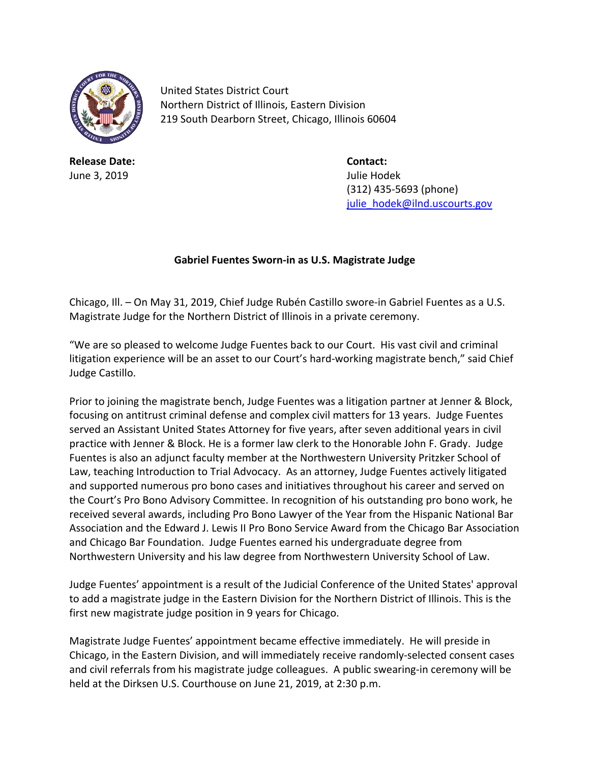United States District Court
Northern District of Illinois, Eastern Division
219 South Dearborn Street, Chicago, Illinois 60604

**Release Date:**
June 3, 2019

**Contact:**
Julie Hodek
(312) 435-5693 (phone)
julie_hodek@ilnd.uscourts.gov

**Gabriel Fuentes Sworn-in as U.S. Magistrate Judge**

Chicago, Ill. – On May 31, 2019, Chief Judge Rubén Castillo swore-in Gabriel Fuentes as a U.S. Magistrate Judge for the Northern District of Illinois in a private ceremony.

"We are so pleased to welcome Judge Fuentes back to our Court. His vast civil and criminal litigation experience will be an asset to our Court's hard-working magistrate bench," said Chief Judge Castillo.

Prior to joining the magistrate bench, Judge Fuentes was a litigation partner at Jenner & Block, focusing on antitrust criminal defense and complex civil matters for 13 years. Judge Fuentes served an Assistant United States Attorney for five years, after seven additional years in civil practice with Jenner & Block. He is a former law clerk to the Honorable John F. Grady. Judge Fuentes is also an adjunct faculty member at the Northwestern University Pritzker School of Law, teaching Introduction to Trial Advocacy. As an attorney, Judge Fuentes actively litigated and supported numerous pro bono cases and initiatives throughout his career and served on the Court's Pro Bono Advisory Committee. In recognition of his outstanding pro bono work, he received several awards, including Pro Bono Lawyer of the Year from the Hispanic National Bar Association and the Edward J. Lewis II Pro Bono Service Award from the Chicago Bar Association and Chicago Bar Foundation. Judge Fuentes earned his undergraduate degree from Northwestern University and his law degree from Northwestern University School of Law.

Judge Fuentes' appointment is a result of the Judicial Conference of the United States' approval to add a magistrate judge in the Eastern Division for the Northern District of Illinois. This is the first new magistrate judge position in 9 years for Chicago.

Magistrate Judge Fuentes' appointment became effective immediately. He will preside in Chicago, in the Eastern Division, and will immediately receive randomly-selected consent cases and civil referrals from his magistrate judge colleagues. A public swearing-in ceremony will be held at the Dirksen U.S. Courthouse on June 21, 2019, at 2:30 p.m.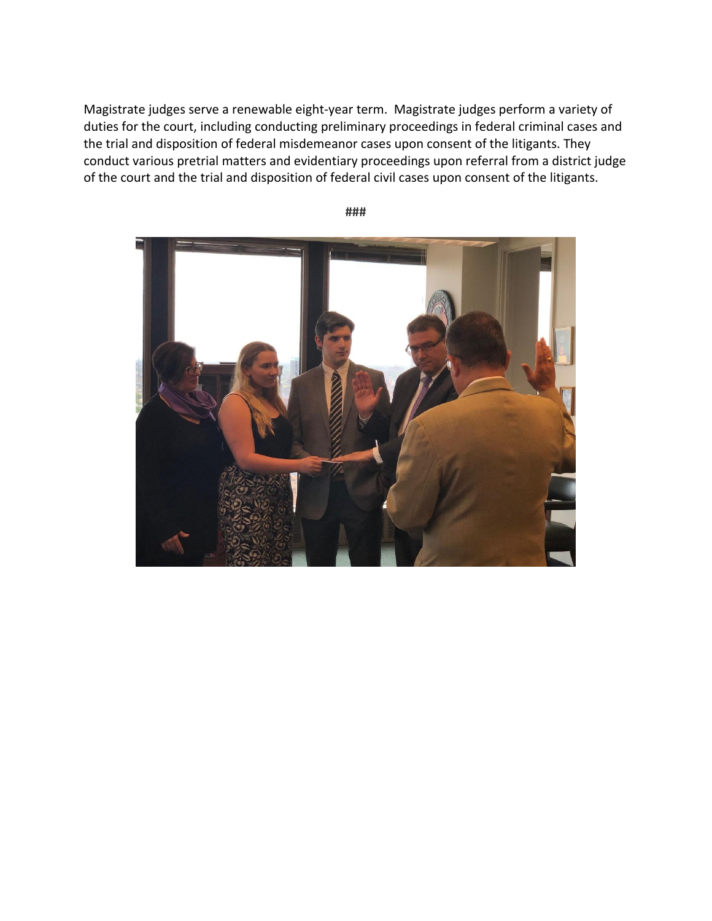Magistrate judges serve a renewable eight-year term. Magistrate judges perform a variety of duties for the court, including conducting preliminary proceedings in federal criminal cases and the trial and disposition of federal misdemeanor cases upon consent of the litigants. They conduct various pretrial matters and evidentiary proceedings upon referral from a district judge of the court and the trial and disposition of federal civil cases upon consent of the litigants.

###